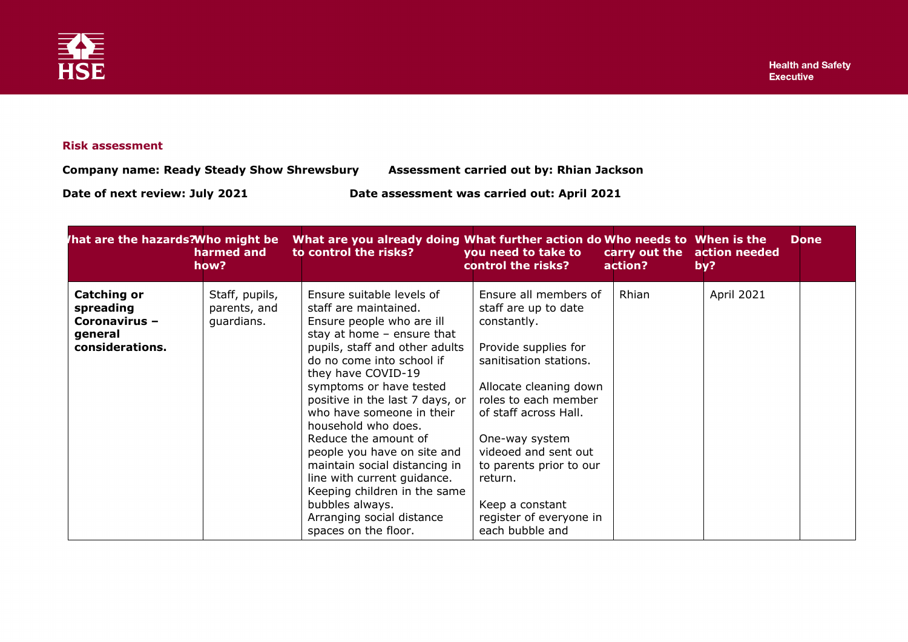**Risk assessment**

**Company name: Ready Steady Show Shrewsbury** **Assessment carried out by: Rhian Jackson**

**Date of next review: July 2021** **Date assessment was carried out: April 2021**

| What are the hazards? | Who might be harmed and how? | What are you already doing to control the risks? | What further action do you need to take to control the risks? | Who needs to carry out the action? | When is the action needed by? | Done |
|---|---|---|---|---|---|---|
| **Catching or spreading Coronavirus – general considerations.** | Staff, pupils, parents, and guardians. | Ensure suitable levels of staff are maintained.<br>Ensure people who are ill stay at home – ensure that pupils, staff and other adults do no come into school if they have COVID-19 symptoms or have tested positive in the last 7 days, or who have someone in their household who does.<br>Reduce the amount of people you have on site and maintain social distancing in line with current guidance.<br>Keeping children in the same bubbles always.<br>Arranging social distance spaces on the floor. | Ensure all members of staff are up to date constantly.<br><br>Provide supplies for sanitisation stations.<br><br>Allocate cleaning down roles to each member of staff across Hall.<br><br>One-way system videoed and sent out to parents prior to our return.<br><br>Keep a constant register of everyone in each bubble and | Rhian | April 2021 | |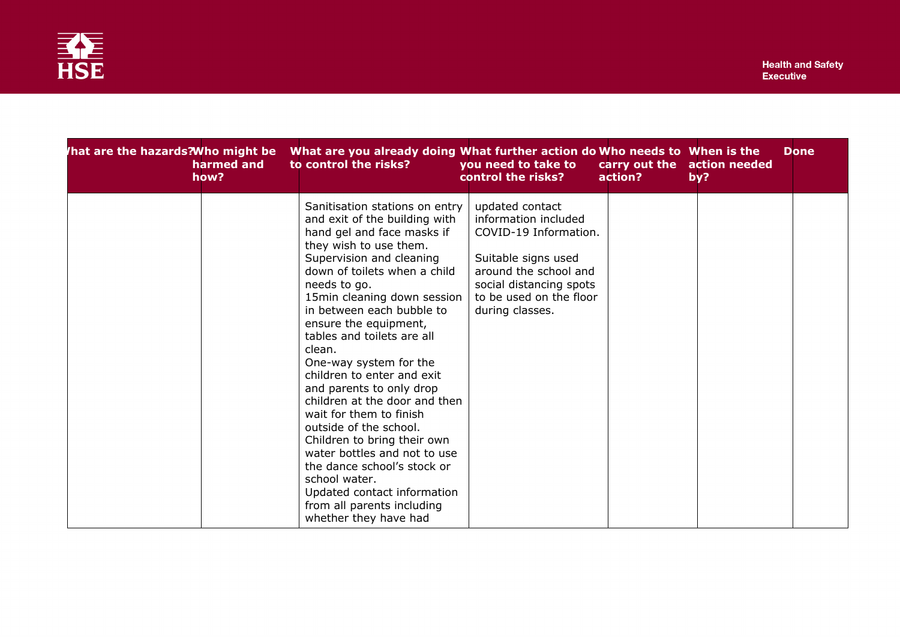| What are the hazards? | Who might be harmed and how? | What are you already doing to control the risks? | What further action do you need to take to control the risks? | Who needs to carry out the action? | When is the action needed by? | Done |
|---|---|---|---|---|---|---|
| | | Sanitisation stations on entry and exit of the building with hand gel and face masks if they wish to use them.<br>Supervision and cleaning down of toilets when a child needs to go.<br>15min cleaning down session in between each bubble to ensure the equipment, tables and toilets are all clean.<br>One-way system for the children to enter and exit and parents to only drop children at the door and then wait for them to finish outside of the school.<br>Children to bring their own water bottles and not to use the dance school's stock or school water.<br>Updated contact information from all parents including whether they have had | updated contact information included COVID-19 Information.<br><br>Suitable signs used around the school and social distancing spots to be used on the floor during classes. | | | |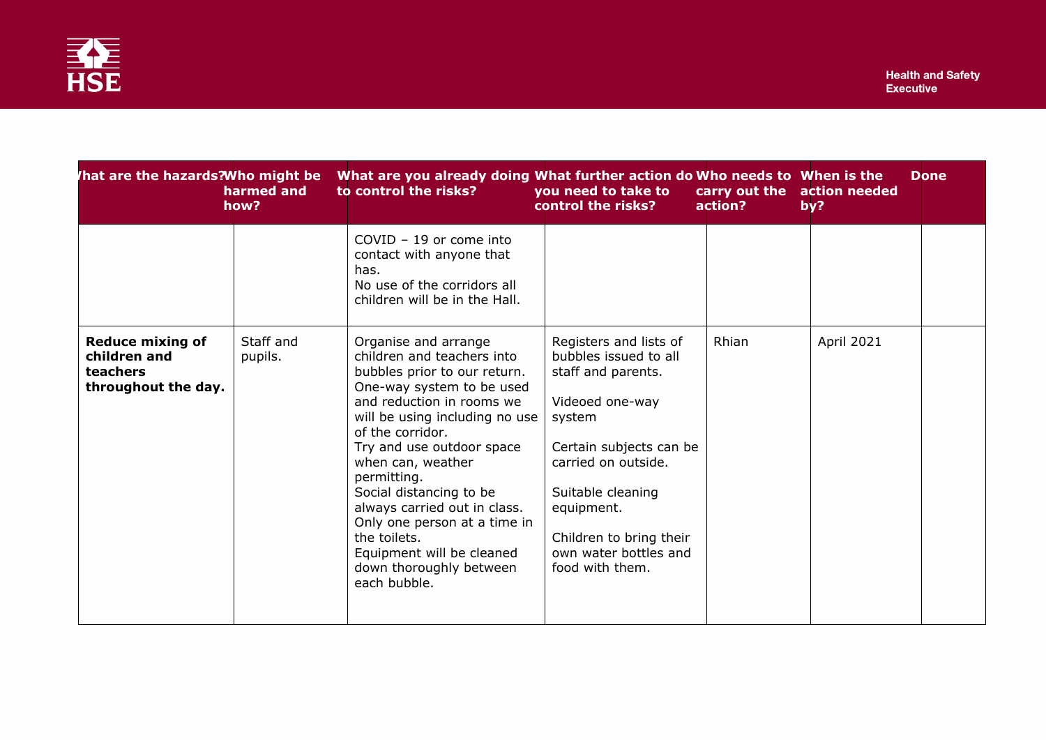| What are the hazards? | Who might be harmed and how? | What are you already doing to control the risks? | What further action do you need to take to control the risks? | Who needs to carry out the action? | When is the action needed by? | Done |
|---|---|---|---|---|---|---|
| | | COVID – 19 or come into contact with anyone that has.<br>No use of the corridors all children will be in the Hall. | | | | |
| **Reduce mixing of children and teachers throughout the day.** | Staff and pupils. | Organise and arrange children and teachers into bubbles prior to our return.<br>One-way system to be used and reduction in rooms we will be using including no use of the corridor.<br>Try and use outdoor space when can, weather permitting.<br>Social distancing to be always carried out in class.<br>Only one person at a time in the toilets.<br>Equipment will be cleaned down thoroughly between each bubble. | Registers and lists of bubbles issued to all staff and parents.<br><br>Videoed one-way system<br><br>Certain subjects can be carried on outside.<br><br>Suitable cleaning equipment.<br><br>Children to bring their own water bottles and food with them. | Rhian | April 2021 | |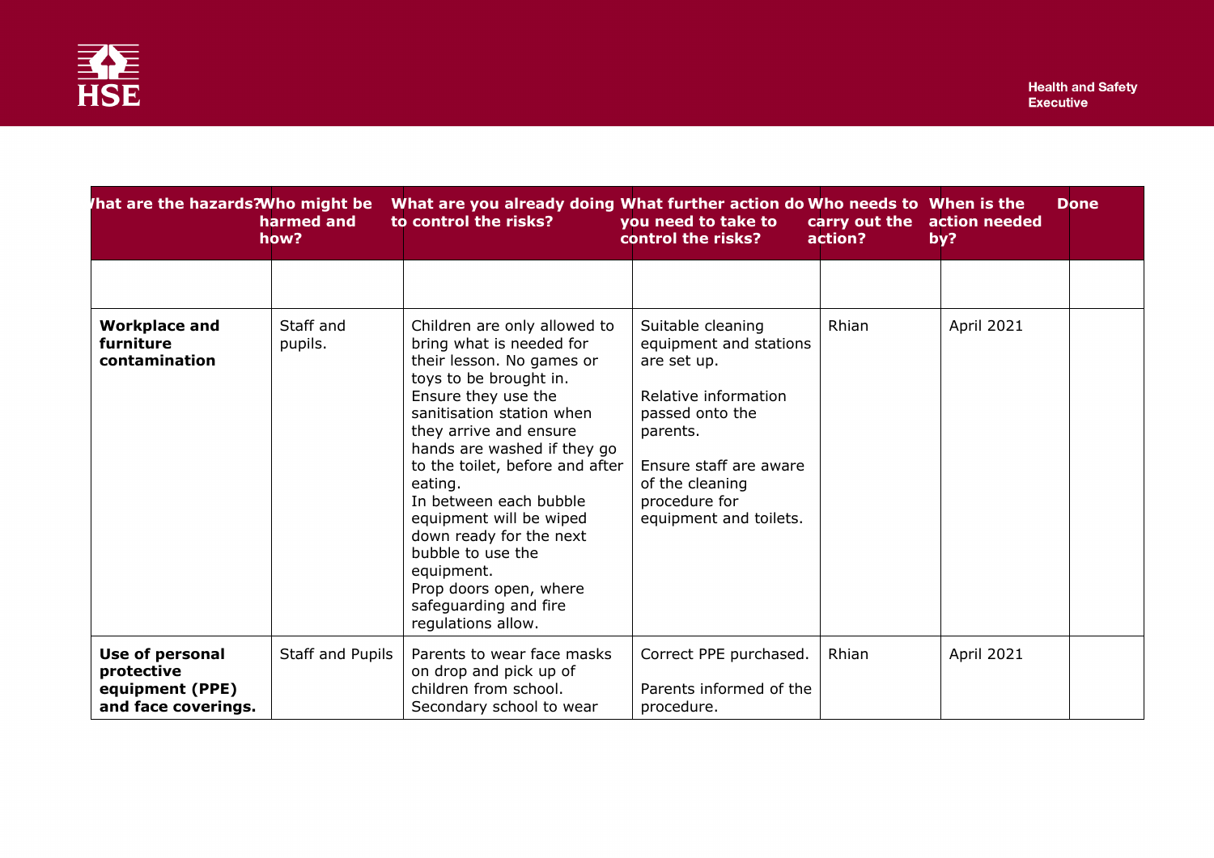| What are the hazards? | Who might be harmed and how? | What are you already doing to control the risks? | What further action do you need to take to control the risks? | Who needs to carry out the action? | When is the action needed by? | Done |
|---|---|---|---|---|---|---|
| | | | | | | |
| **Workplace and furniture contamination** | Staff and pupils. | Children are only allowed to bring what is needed for their lesson. No games or toys to be brought in.<br>Ensure they use the sanitisation station when they arrive and ensure hands are washed if they go to the toilet, before and after eating.<br>In between each bubble equipment will be wiped down ready for the next bubble to use the equipment.<br>Prop doors open, where safeguarding and fire regulations allow. | Suitable cleaning equipment and stations are set up.<br><br>Relative information passed onto the parents.<br><br>Ensure staff are aware of the cleaning procedure for equipment and toilets. | Rhian | April 2021 | |
| **Use of personal protective equipment (PPE) and face coverings.** | Staff and Pupils | Parents to wear face masks on drop and pick up of children from school.<br>Secondary school to wear | Correct PPE purchased.<br><br>Parents informed of the procedure. | Rhian | April 2021 | |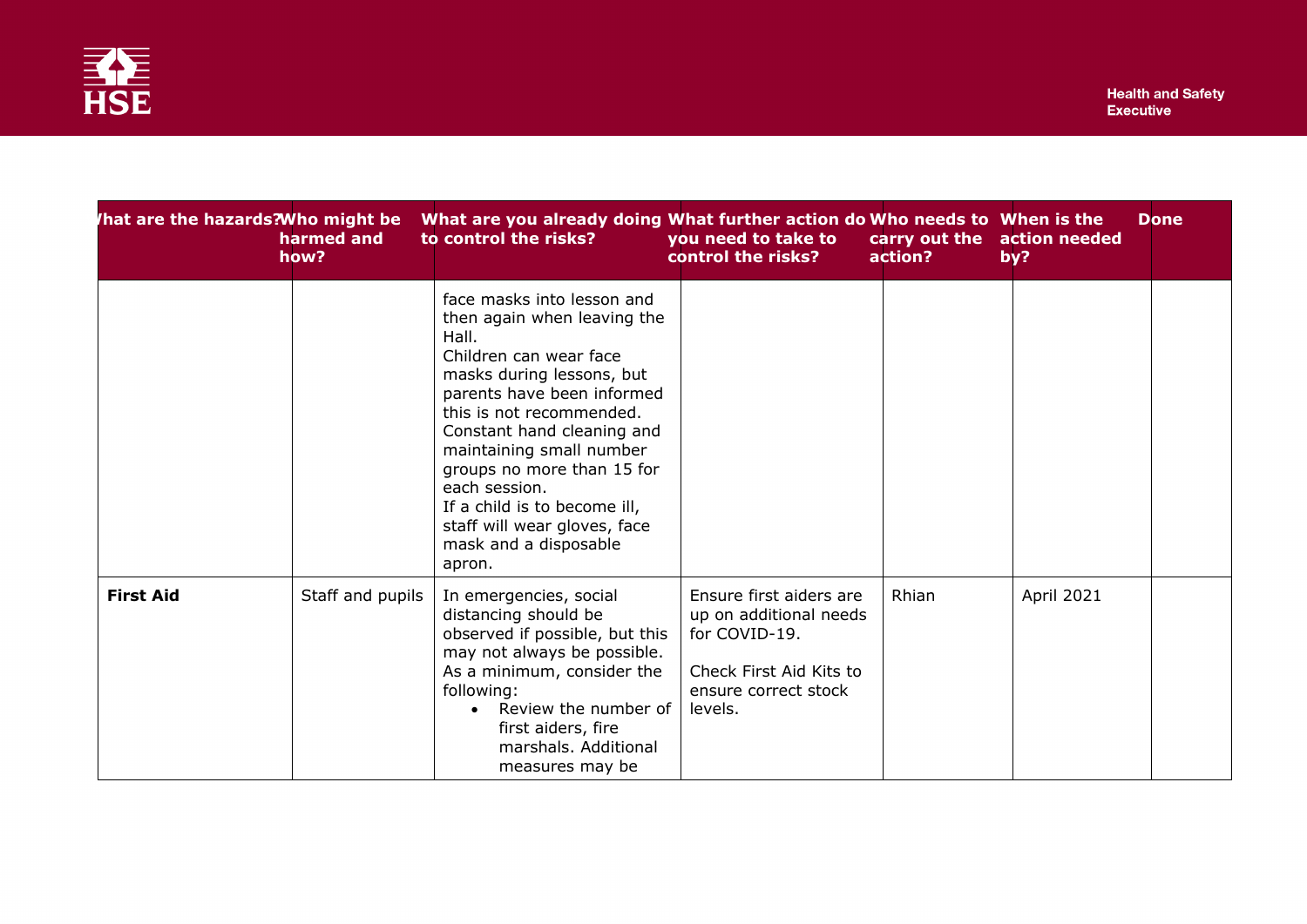| What are the hazards? | Who might be harmed and how? | What are you already doing to control the risks? | What further action do you need to take to control the risks? | Who needs to carry out the action? | When is the action needed by? | Done |
|---|---|---|---|---|---|---|
| | | face masks into lesson and then again when leaving the Hall.<br>Children can wear face masks during lessons, but parents have been informed this is not recommended.<br>Constant hand cleaning and maintaining small number groups no more than 15 for each session.<br>If a child is to become ill, staff will wear gloves, face mask and a disposable apron. | | | | |
| **First Aid** | Staff and pupils | In emergencies, social distancing should be observed if possible, but this may not always be possible. As a minimum, consider the following:<br>• Review the number of first aiders, fire marshals. Additional measures may be | Ensure first aiders are up on additional needs for COVID-19.<br><br>Check First Aid Kits to ensure correct stock levels. | Rhian | April 2021 | |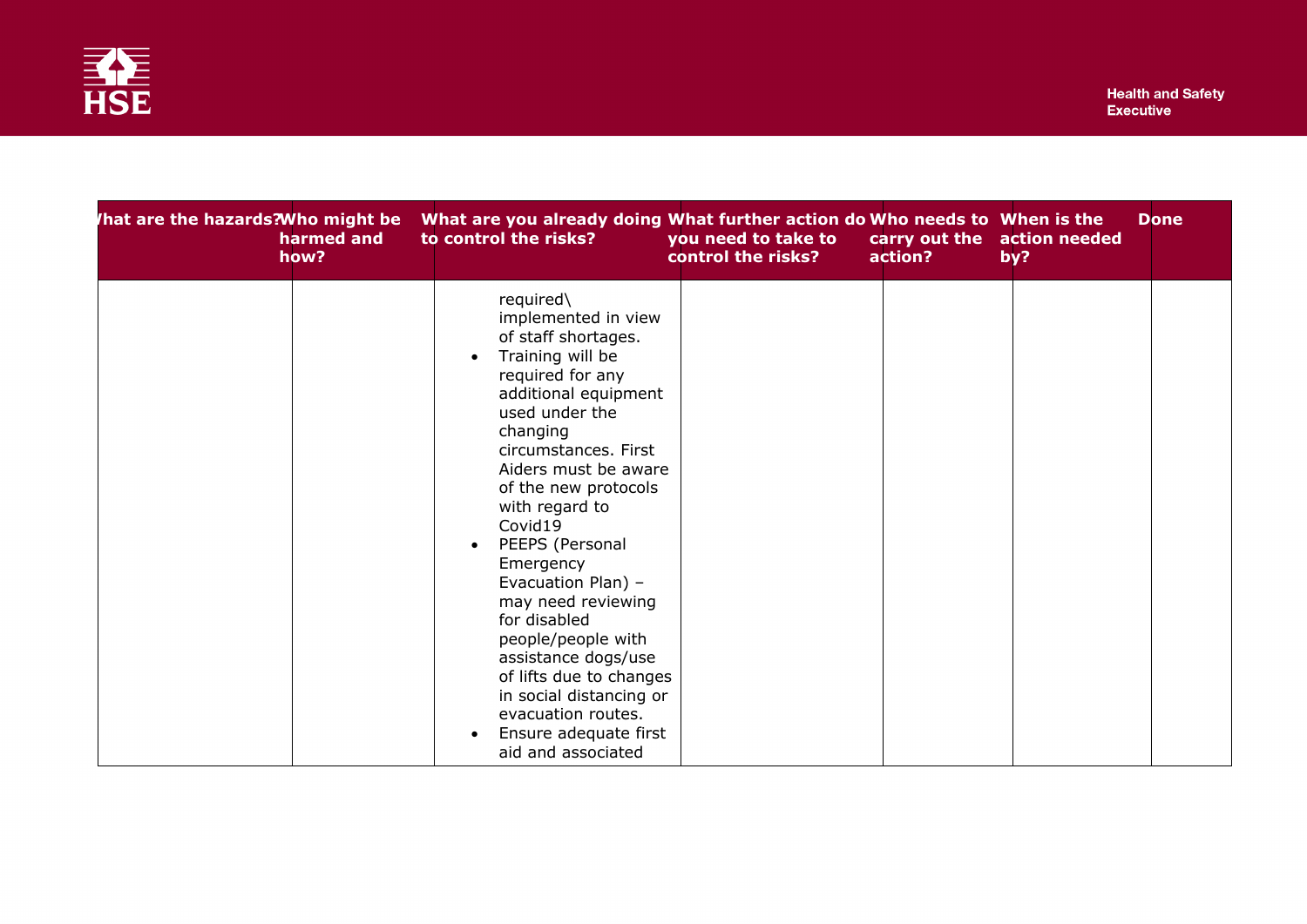| What are the hazards? | Who might be harmed and how? | What are you already doing to control the risks? | What further action do you need to take to control the risks? | Who needs to carry out the action? | When is the action needed by? | Done |
|---|---|---|---|---|---|---|
| | | required\ implemented in view of staff shortages. <br>• Training will be required for any additional equipment used under the changing circumstances. First Aiders must be aware of the new protocols with regard to Covid19<br>• PEEPS (Personal Emergency Evacuation Plan) – may need reviewing for disabled people/people with assistance dogs/use of lifts due to changes in social distancing or evacuation routes.<br>• Ensure adequate first aid and associated | | | | |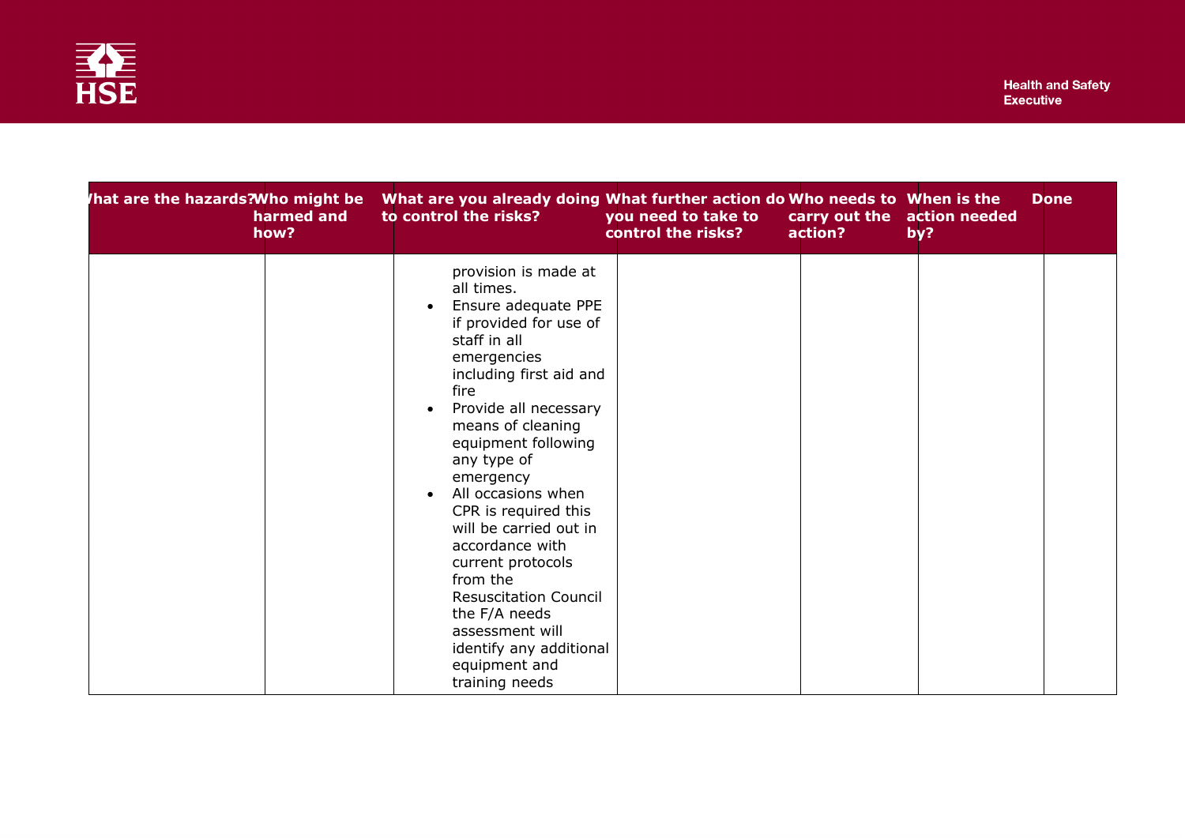| What are the hazards? | Who might be harmed and how? | What are you already doing to control the risks? | What further action do you need to take to control the risks? | Who needs to carry out the action? | When is the action needed by? | Done |
|---|---|---|---|---|---|---|
| | | provision is made at all times.<br>• Ensure adequate PPE if provided for use of staff in all emergencies including first aid and fire<br>• Provide all necessary means of cleaning equipment following any type of emergency<br>• All occasions when CPR is required this will be carried out in accordance with current protocols from the Resuscitation Council the F/A needs assessment will identify any additional equipment and training needs | | | | |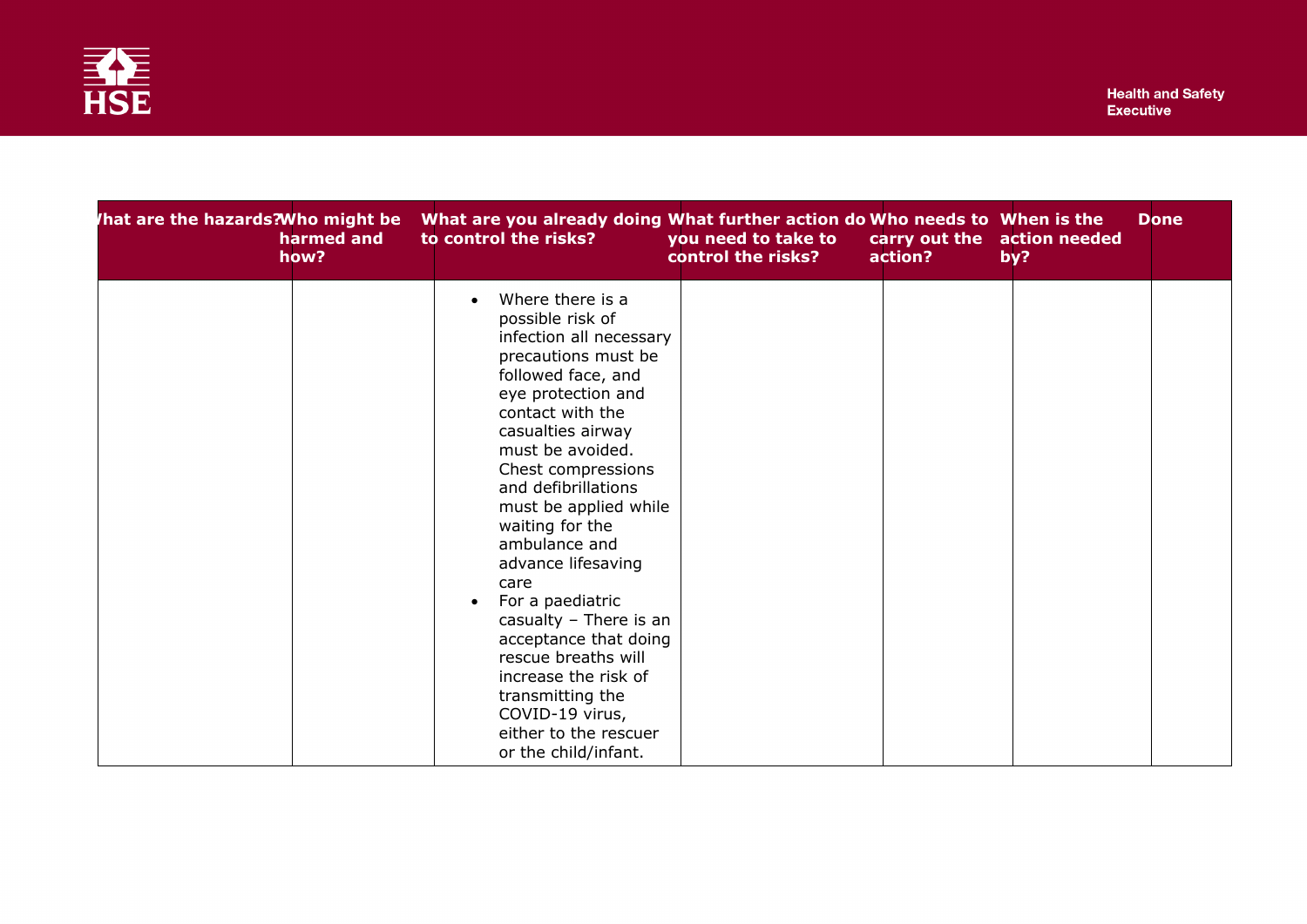| What are the hazards? | Who might be harmed and how? | What are you already doing to control the risks? | What further action do you need to take to control the risks? | Who needs to carry out the action? | When is the action needed by? | Done |
|---|---|---|---|---|---|---|
| | | <ul><li>Where there is a possible risk of infection all necessary precautions must be followed face, and eye protection and contact with the casualties airway must be avoided. Chest compressions and defibrillations must be applied while waiting for the ambulance and advance lifesaving care</li><li>For a paediatric casualty – There is an acceptance that doing rescue breaths will increase the risk of transmitting the COVID-19 virus, either to the rescuer or the child/infant.</li></ul> | | | | |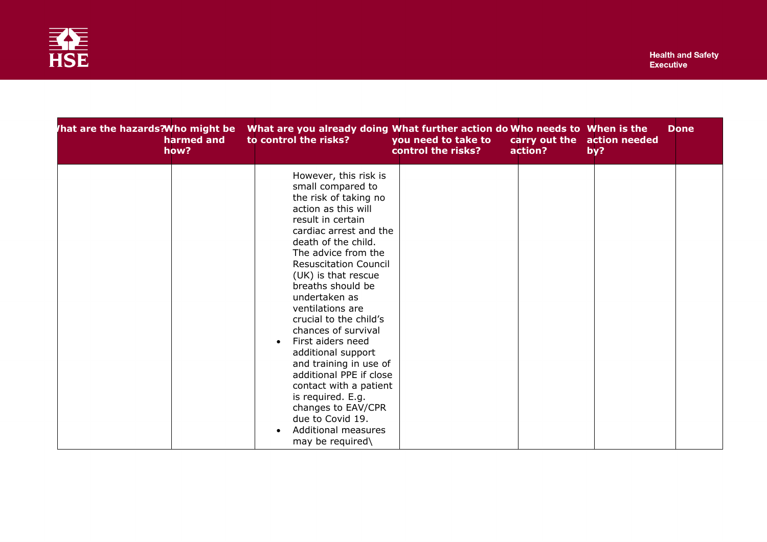| What are the hazards? | Who might be harmed and how? | What are you already doing to control the risks? | What further action do you need to take to control the risks? | Who needs to carry out the action? | When is the action needed by? | Done |
|---|---|---|---|---|---|---|
| | | However, this risk is small compared to the risk of taking no action as this will result in certain cardiac arrest and the death of the child. The advice from the Resuscitation Council (UK) is that rescue breaths should be undertaken as ventilations are crucial to the child's chances of survival<br>• First aiders need additional support and training in use of additional PPE if close contact with a patient is required. E.g. changes to EAV/CPR due to Covid 19.<br>• Additional measures may be required\ | | | | |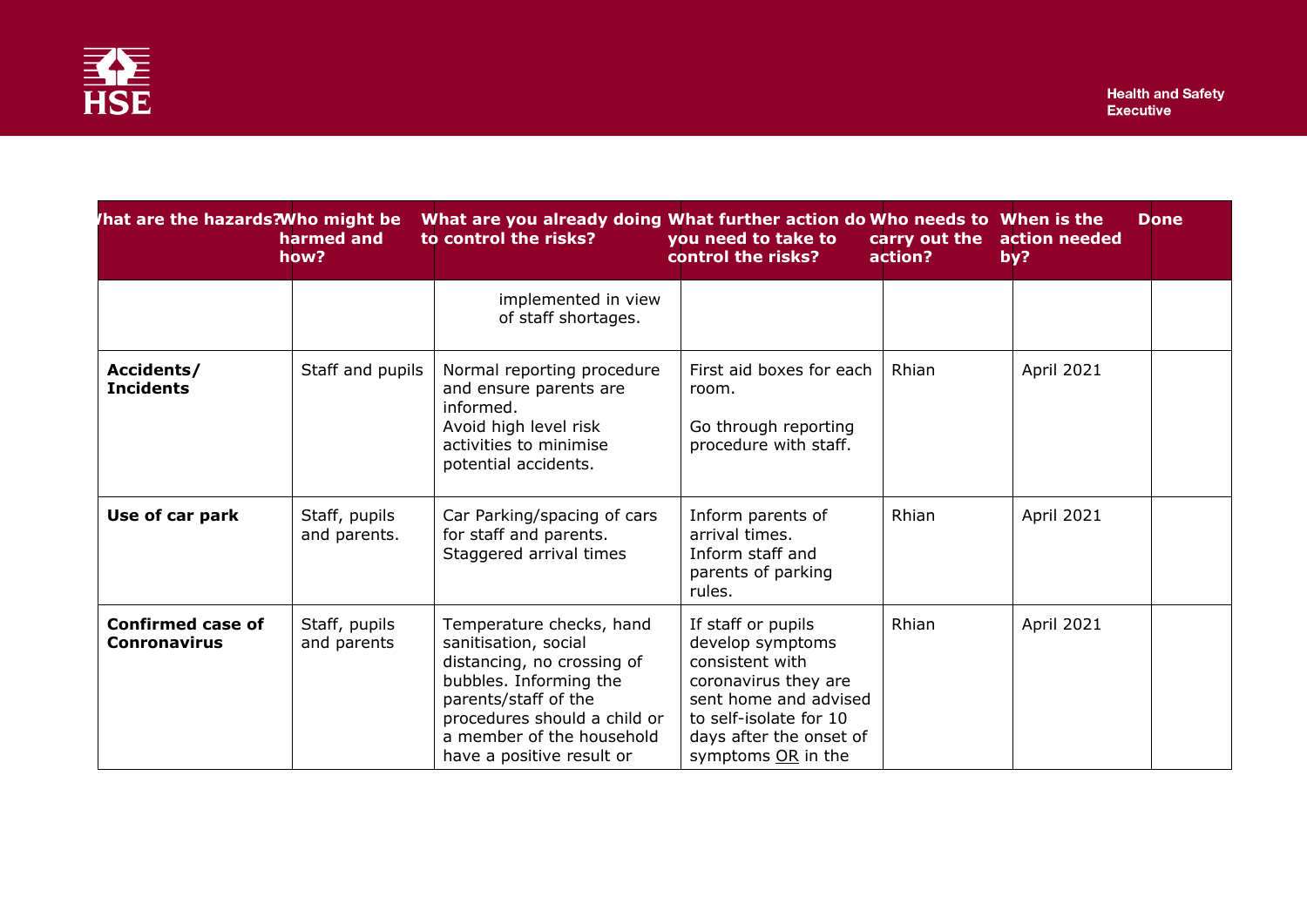| What are the hazards? | Who might be harmed and how? | What are you already doing to control the risks? | What further action do you need to take to control the risks? | Who needs to carry out the action? | When is the action needed by? | Done |
|---|---|---|---|---|---|---|
| | | implemented in view of staff shortages. | | | | |
| **Accidents/ Incidents** | Staff and pupils | Normal reporting procedure and ensure parents are informed. Avoid high level risk activities to minimise potential accidents. | First aid boxes for each room. Go through reporting procedure with staff. | Rhian | April 2021 | |
| **Use of car park** | Staff, pupils and parents. | Car Parking/spacing of cars for staff and parents. Staggered arrival times | Inform parents of arrival times. Inform staff and parents of parking rules. | Rhian | April 2021 | |
| **Confirmed case of Conronavirus** | Staff, pupils and parents | Temperature checks, hand sanitisation, social distancing, no crossing of bubbles. Informing the parents/staff of the procedures should a child or a member of the household have a positive result or | If staff or pupils develop symptoms consistent with coronavirus they are sent home and advised to self-isolate for 10 days after the onset of symptoms OR in the | Rhian | April 2021 | |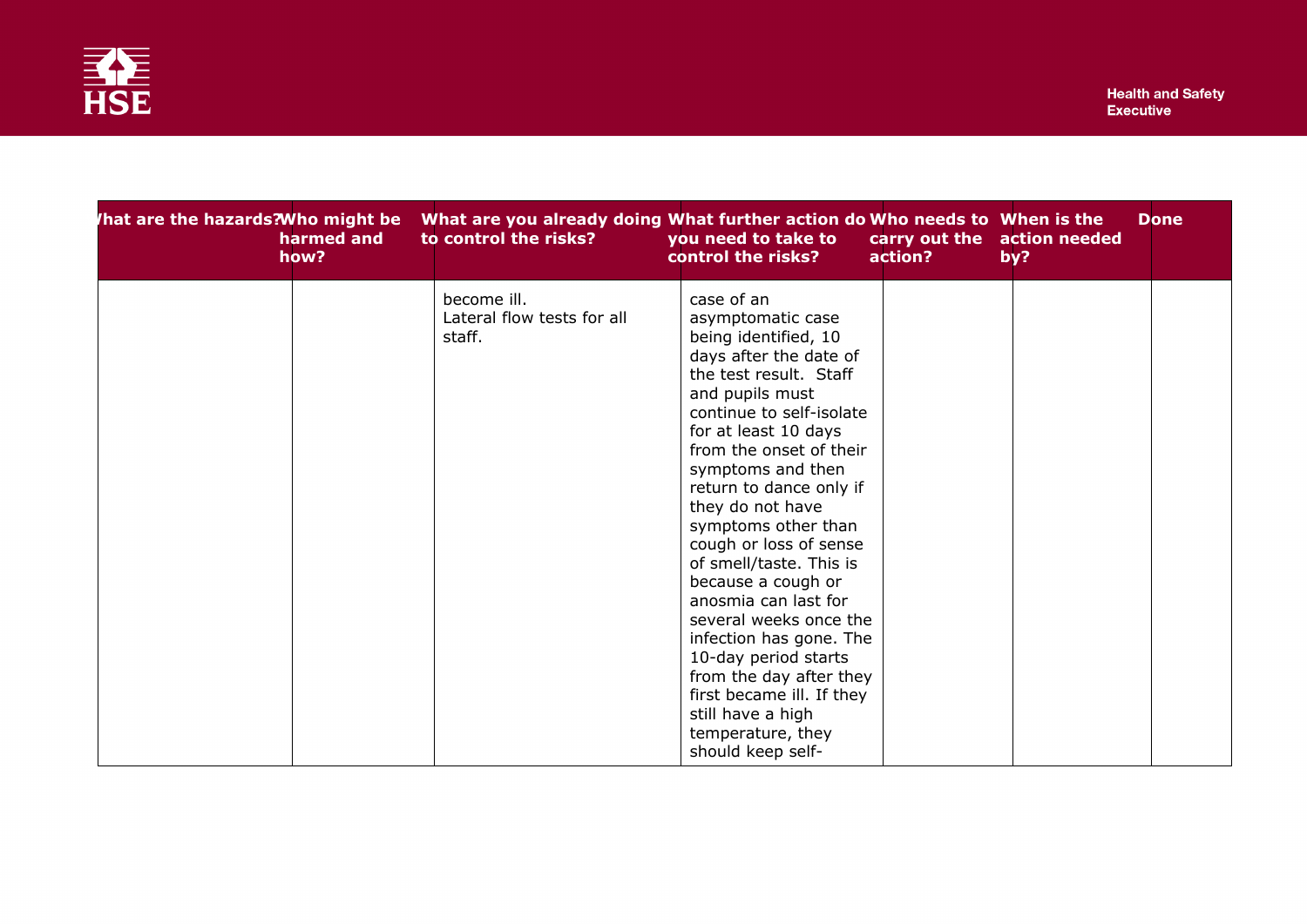| What are the hazards? | Who might be harmed and how? | What are you already doing to control the risks? | What further action do you need to take to control the risks? | Who needs to carry out the action? | When is the action needed by? | Done |
|---|---|---|---|---|---|---|
| | | become ill. Lateral flow tests for all staff. | case of an asymptomatic case being identified, 10 days after the date of the test result. Staff and pupils must continue to self-isolate for at least 10 days from the onset of their symptoms and then return to dance only if they do not have symptoms other than cough or loss of sense of smell/taste. This is because a cough or anosmia can last for several weeks once the infection has gone. The 10-day period starts from the day after they first became ill. If they still have a high temperature, they should keep self- | | | |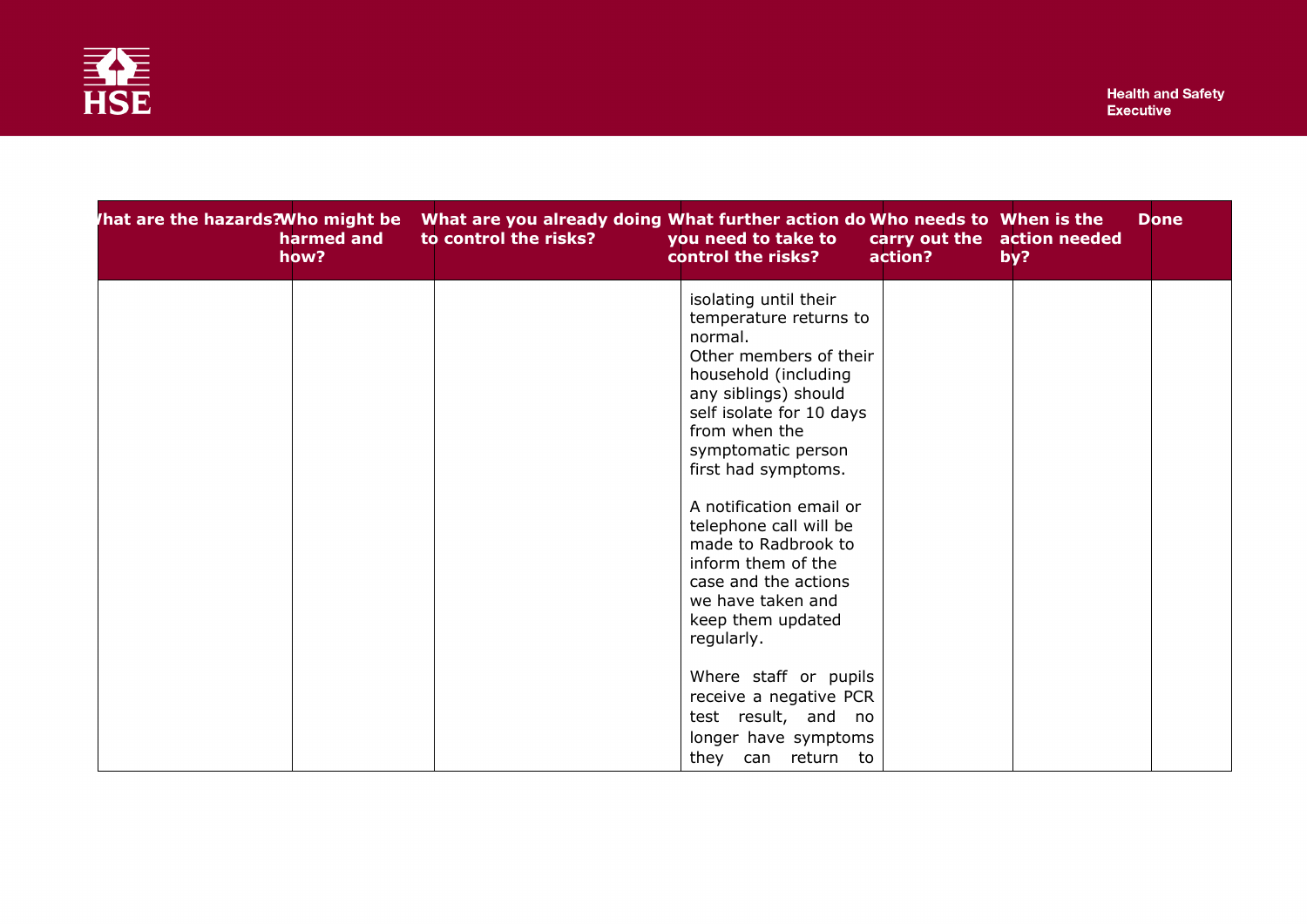| What are the hazards? | Who might be harmed and how? | What are you already doing to control the risks? | What further action do you need to take to control the risks? | Who needs to carry out the action? | When is the action needed by? | Done |
|---|---|---|---|---|---|---|
| | | | isolating until their temperature returns to normal.<br>Other members of their household (including any siblings) should self isolate for 10 days from when the symptomatic person first had symptoms.<br><br>A notification email or telephone call will be made to Radbrook to inform them of the case and the actions we have taken and keep them updated regularly.<br><br>Where staff or pupils receive a negative PCR test result, and no longer have symptoms they can return to | | | |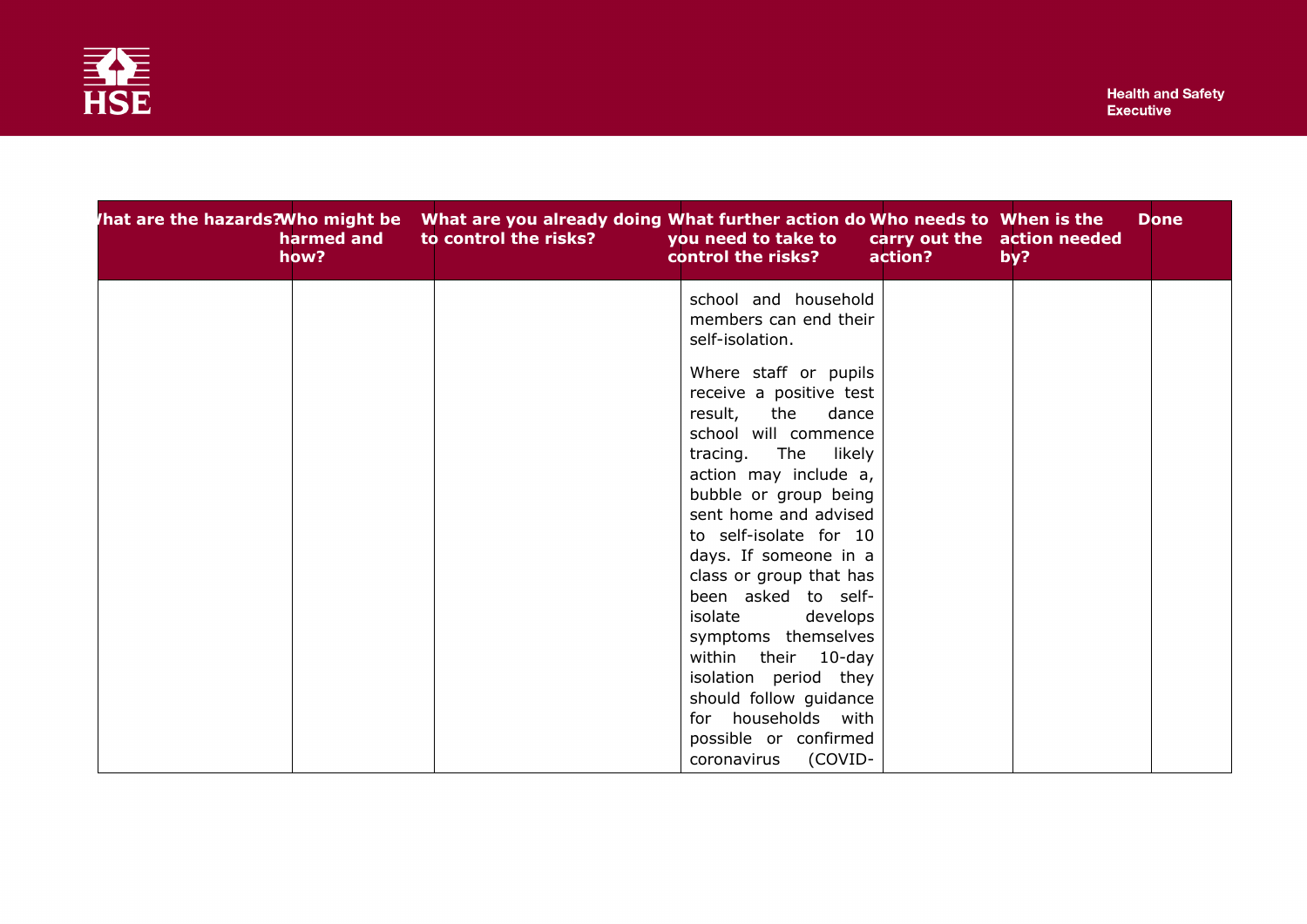| What are the hazards? | Who might be harmed and how? | What are you already doing to control the risks? | What further action do you need to take to control the risks? | Who needs to carry out the action? | When is the action needed by? | Done |
|---|---|---|---|---|---|---|
| | | | school and household members can end their self-isolation.<br><br>Where staff or pupils receive a positive test result, the dance school will commence tracing. The likely action may include a, bubble or group being sent home and advised to self-isolate for 10 days. If someone in a class or group that has been asked to self-isolate develops symptoms themselves within their 10-day isolation period they should follow guidance for households with possible or confirmed coronavirus (COVID- | | | |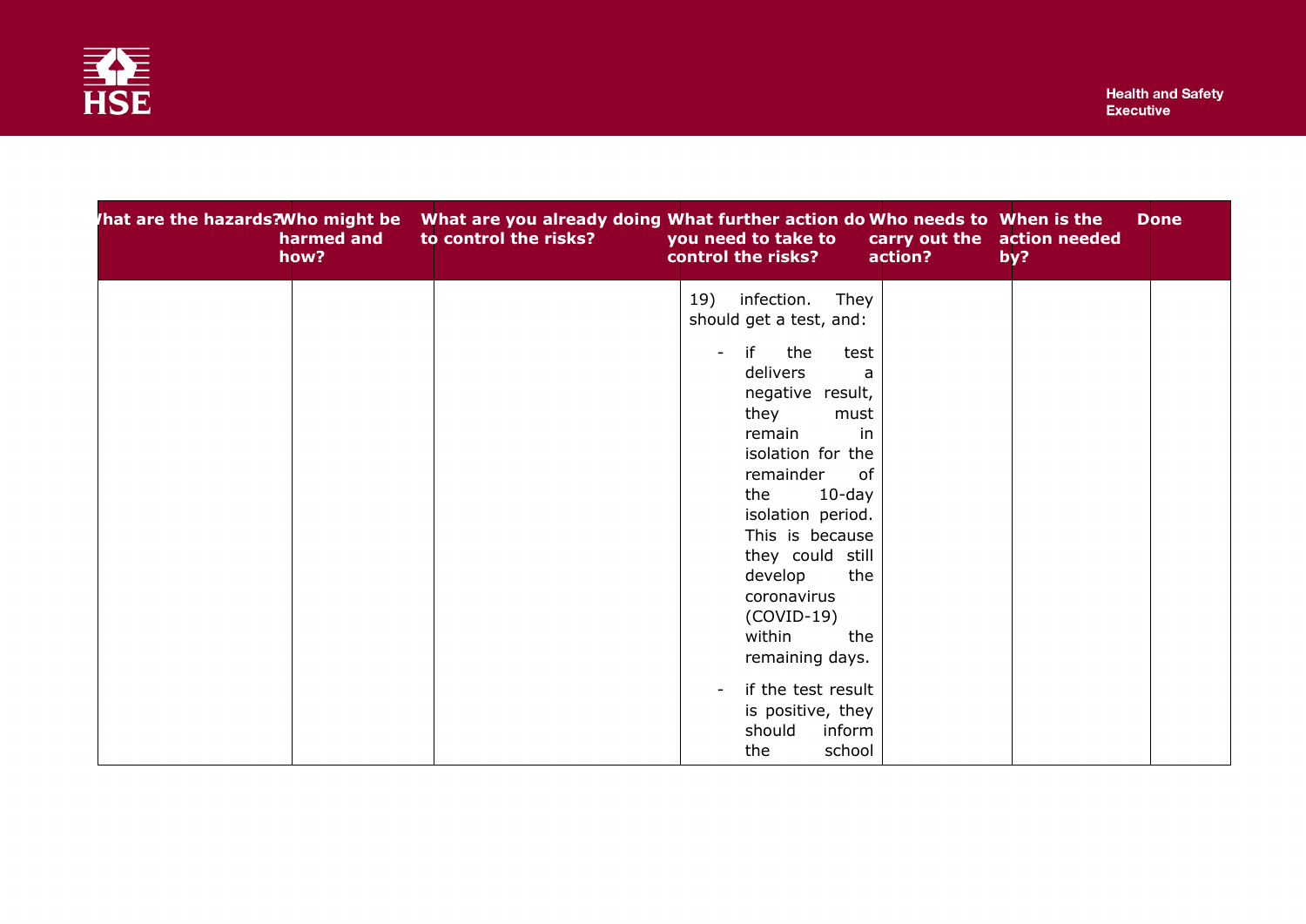| What are the hazards? | Who might be harmed and how? | What are you already doing to control the risks? | What further action do you need to take to control the risks? | Who needs to carry out the action? | When is the action needed by? | Done |
|---|---|---|---|---|---|---|
| | | | 19) infection. They should get a test, and:<br><br>- if the test delivers a negative result, they must remain in isolation for the remainder of the 10-day isolation period. This is because they could still develop the coronavirus (COVID-19) within the remaining days.<br>- if the test result is positive, they should inform the school | | | |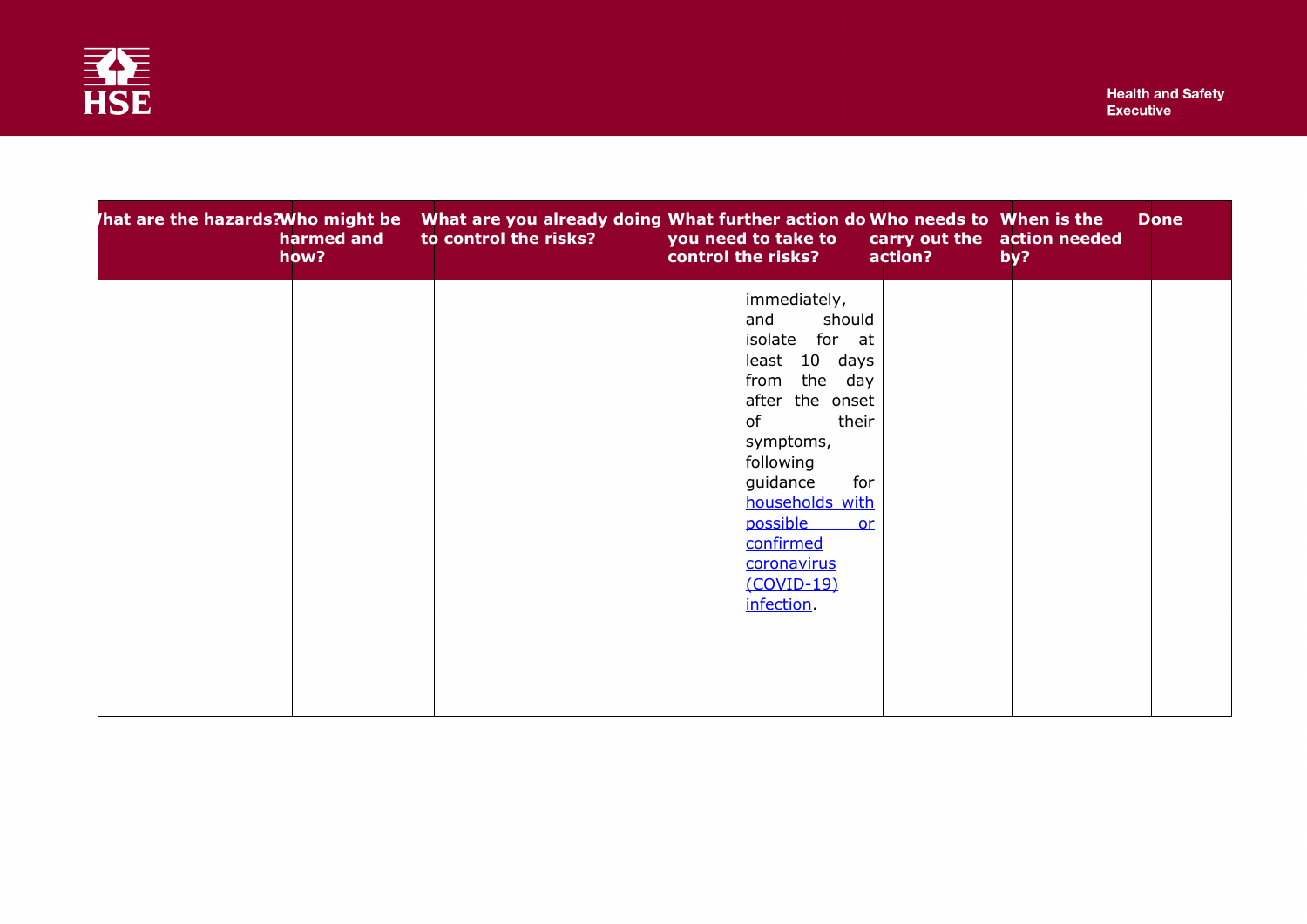| What are the hazards? | Who might be harmed and how? | What are you already doing to control the risks? | What further action do you need to take to control the risks? | Who needs to carry out the action? | When is the action needed by? | Done |
|---|---|---|---|---|---|---|
| | | | immediately, and should isolate for at least 10 days from the day after the onset of their symptoms, following guidance for households with possible or confirmed coronavirus (COVID-19) infection. | | | |